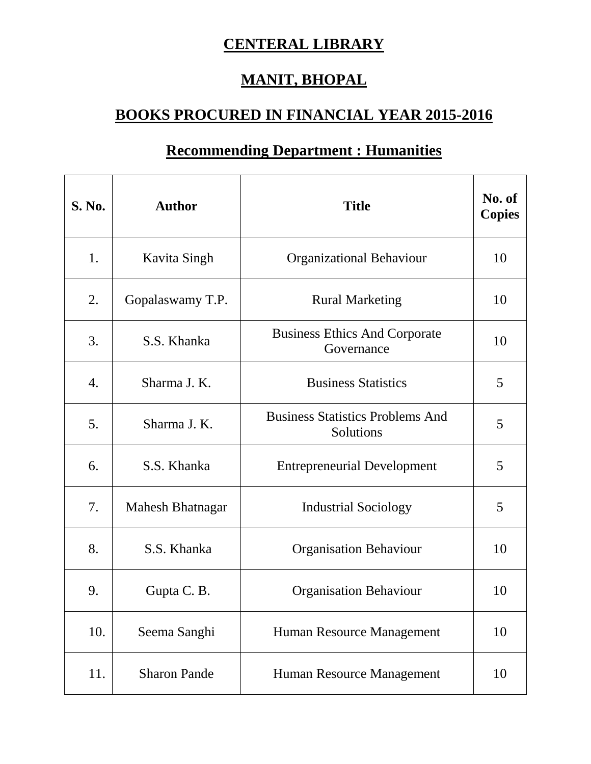# CENTERAL LIBRARY

# MANIT, BHOPAL

## BOOKS PROCURED IN FINANCIAL YEAR 2015-2016

### Recommending Department : Humanities

| S. No. | Author | Title | No. of Copies |
|---|---|---|---|
| 1. | Kavita Singh | Organizational Behaviour | 10 |
| 2. | Gopalaswamy T.P. | Rural Marketing | 10 |
| 3. | S.S. Khanka | Business Ethics And Corporate Governance | 10 |
| 4. | Sharma J. K. | Business Statistics | 5 |
| 5. | Sharma J. K. | Business Statistics Problems And Solutions | 5 |
| 6. | S.S. Khanka | Entrepreneurial Development | 5 |
| 7. | Mahesh Bhatnagar | Industrial Sociology | 5 |
| 8. | S.S. Khanka | Organisation Behaviour | 10 |
| 9. | Gupta C. B. | Organisation Behaviour | 10 |
| 10. | Seema Sanghi | Human Resource Management | 10 |
| 11. | Sharon Pande | Human Resource Management | 10 |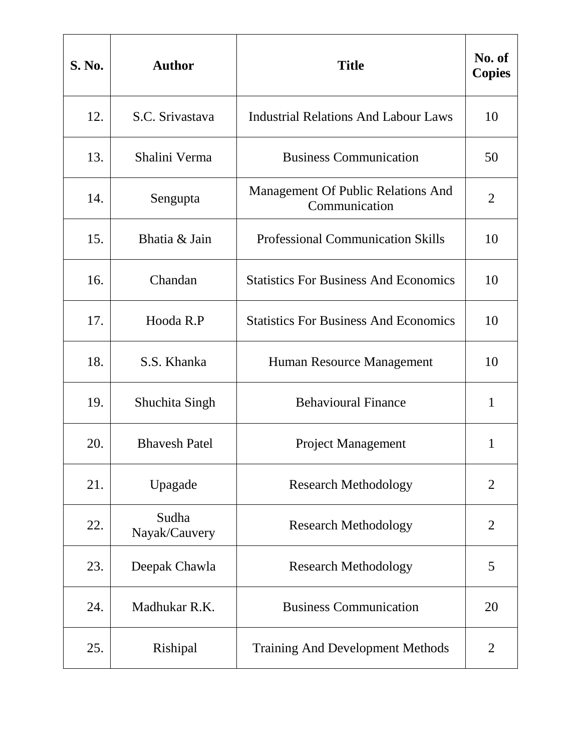| S. No. | Author | Title | No. of Copies |
|---|---|---|---|
| 12. | S.C. Srivastava | Industrial Relations And Labour Laws | 10 |
| 13. | Shalini Verma | Business Communication | 50 |
| 14. | Sengupta | Management Of Public Relations And Communication | 2 |
| 15. | Bhatia & Jain | Professional Communication Skills | 10 |
| 16. | Chandan | Statistics For Business And Economics | 10 |
| 17. | Hooda R.P | Statistics For Business And Economics | 10 |
| 18. | S.S. Khanka | Human Resource Management | 10 |
| 19. | Shuchita Singh | Behavioural Finance | 1 |
| 20. | Bhavesh Patel | Project Management | 1 |
| 21. | Upagade | Research Methodology | 2 |
| 22. | Sudha Nayak/Cauvery | Research Methodology | 2 |
| 23. | Deepak Chawla | Research Methodology | 5 |
| 24. | Madhukar R.K. | Business Communication | 20 |
| 25. | Rishipal | Training And Development Methods | 2 |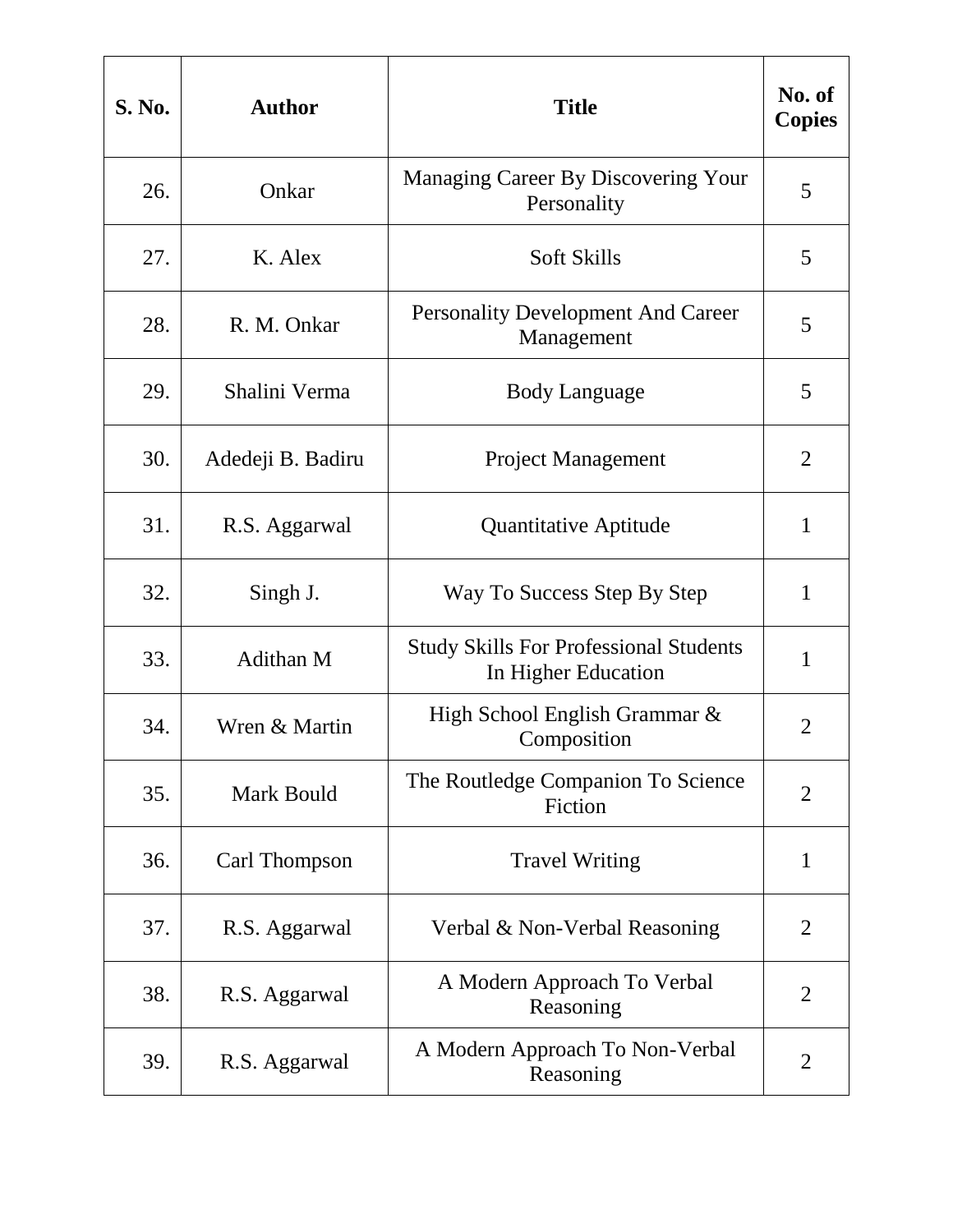| S. No. | Author | Title | No. of Copies |
|---|---|---|---|
| 26. | Onkar | Managing Career By Discovering Your Personality | 5 |
| 27. | K. Alex | Soft Skills | 5 |
| 28. | R. M. Onkar | Personality Development And Career Management | 5 |
| 29. | Shalini Verma | Body Language | 5 |
| 30. | Adedeji B. Badiru | Project Management | 2 |
| 31. | R.S. Aggarwal | Quantitative Aptitude | 1 |
| 32. | Singh J. | Way To Success Step By Step | 1 |
| 33. | Adithan M | Study Skills For Professional Students In Higher Education | 1 |
| 34. | Wren & Martin | High School English Grammar & Composition | 2 |
| 35. | Mark Bould | The Routledge Companion To Science Fiction | 2 |
| 36. | Carl Thompson | Travel Writing | 1 |
| 37. | R.S. Aggarwal | Verbal & Non-Verbal Reasoning | 2 |
| 38. | R.S. Aggarwal | A Modern Approach To Verbal Reasoning | 2 |
| 39. | R.S. Aggarwal | A Modern Approach To Non-Verbal Reasoning | 2 |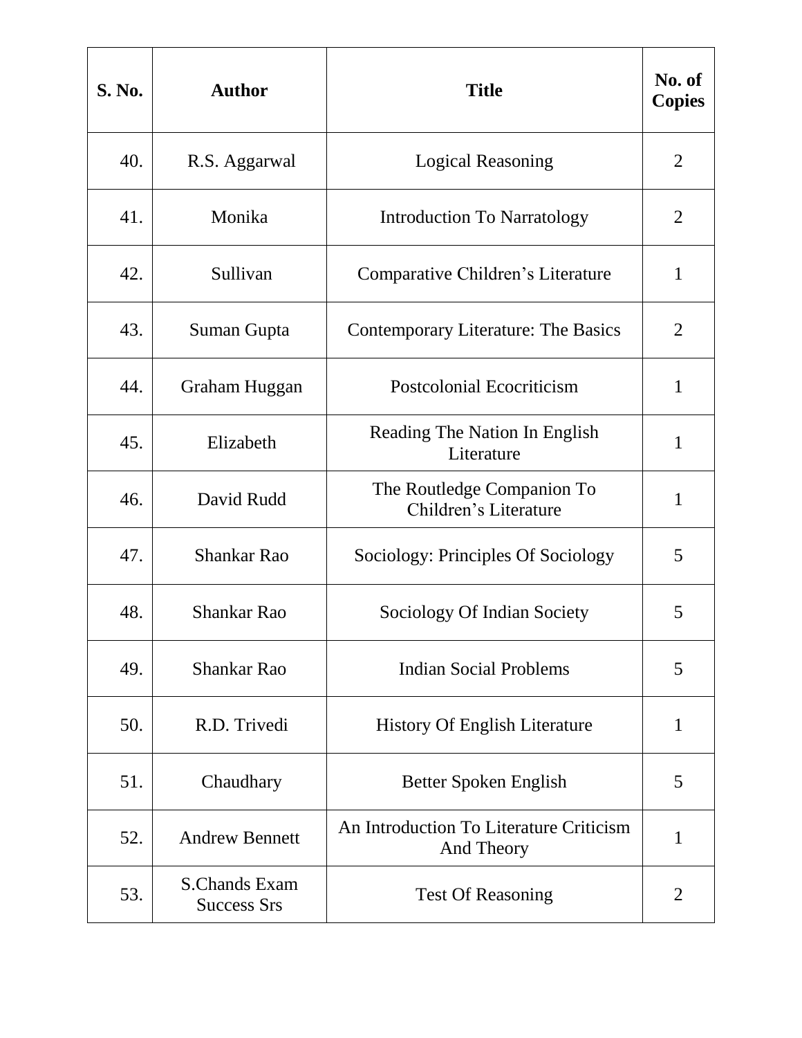| S. No. | Author | Title | No. of Copies |
|---|---|---|---|
| 40. | R.S. Aggarwal | Logical Reasoning | 2 |
| 41. | Monika | Introduction To Narratology | 2 |
| 42. | Sullivan | Comparative Children's Literature | 1 |
| 43. | Suman Gupta | Contemporary Literature: The Basics | 2 |
| 44. | Graham Huggan | Postcolonial Ecocriticism | 1 |
| 45. | Elizabeth | Reading The Nation In English Literature | 1 |
| 46. | David Rudd | The Routledge Companion To Children's Literature | 1 |
| 47. | Shankar Rao | Sociology: Principles Of Sociology | 5 |
| 48. | Shankar Rao | Sociology Of Indian Society | 5 |
| 49. | Shankar Rao | Indian Social Problems | 5 |
| 50. | R.D. Trivedi | History Of English Literature | 1 |
| 51. | Chaudhary | Better Spoken English | 5 |
| 52. | Andrew Bennett | An Introduction To Literature Criticism And Theory | 1 |
| 53. | S.Chands Exam Success Srs | Test Of Reasoning | 2 |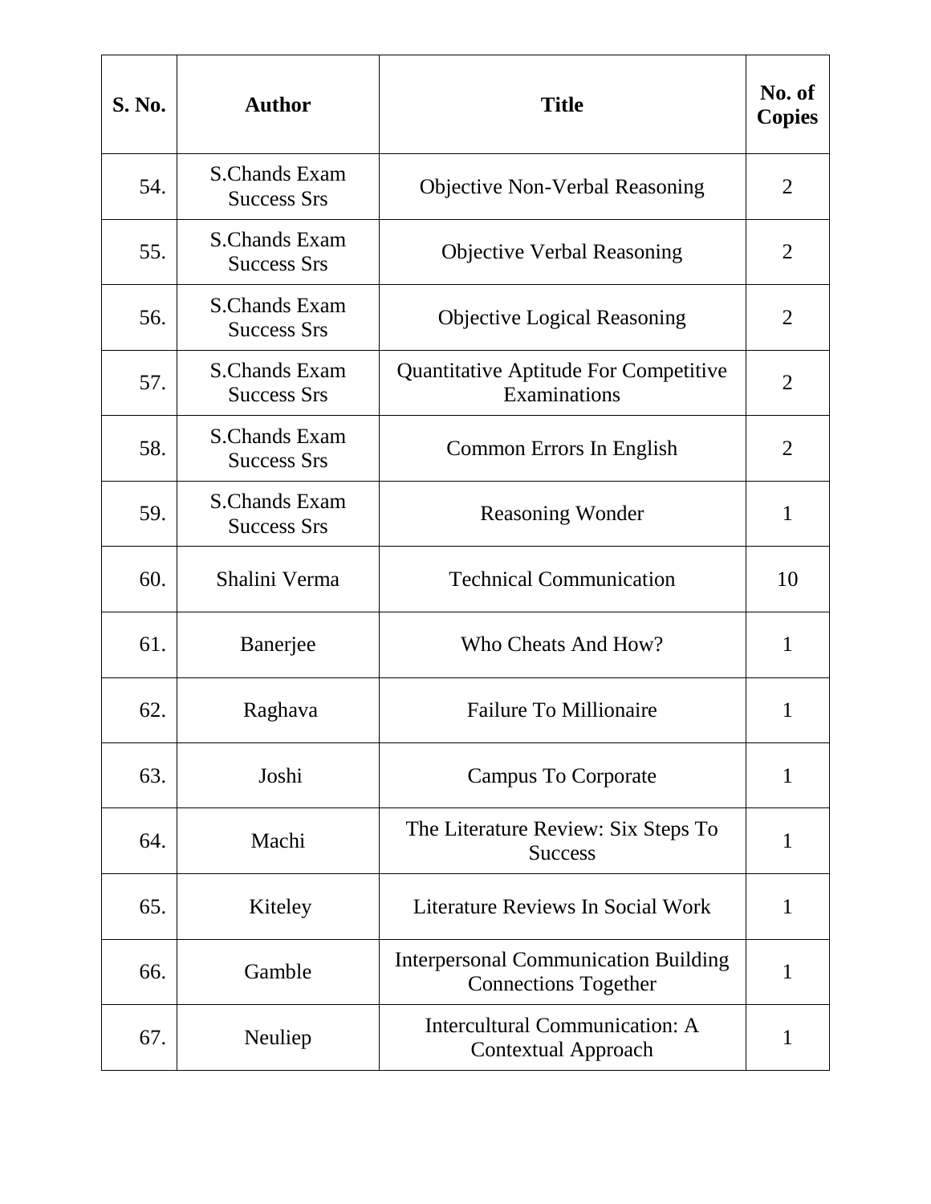| S. No. | Author | Title | No. of Copies |
|---|---|---|---|
| 54. | S.Chands Exam Success Srs | Objective Non-Verbal Reasoning | 2 |
| 55. | S.Chands Exam Success Srs | Objective Verbal Reasoning | 2 |
| 56. | S.Chands Exam Success Srs | Objective Logical Reasoning | 2 |
| 57. | S.Chands Exam Success Srs | Quantitative Aptitude For Competitive Examinations | 2 |
| 58. | S.Chands Exam Success Srs | Common Errors In English | 2 |
| 59. | S.Chands Exam Success Srs | Reasoning Wonder | 1 |
| 60. | Shalini Verma | Technical Communication | 10 |
| 61. | Banerjee | Who Cheats And How? | 1 |
| 62. | Raghava | Failure To Millionaire | 1 |
| 63. | Joshi | Campus To Corporate | 1 |
| 64. | Machi | The Literature Review: Six Steps To Success | 1 |
| 65. | Kiteley | Literature Reviews In Social Work | 1 |
| 66. | Gamble | Interpersonal Communication Building Connections Together | 1 |
| 67. | Neuliep | Intercultural Communication: A Contextual Approach | 1 |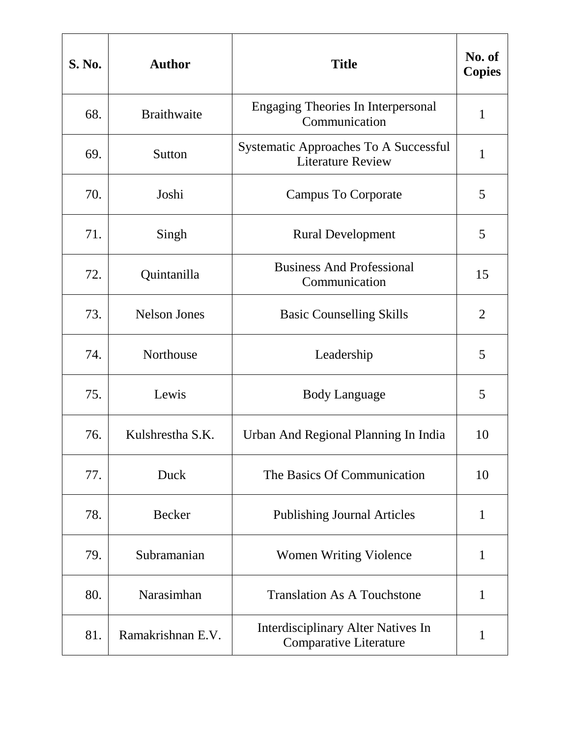| S. No. | Author | Title | No. of Copies |
|---|---|---|---|
| 68. | Braithwaite | Engaging Theories In Interpersonal Communication | 1 |
| 69. | Sutton | Systematic Approaches To A Successful Literature Review | 1 |
| 70. | Joshi | Campus To Corporate | 5 |
| 71. | Singh | Rural Development | 5 |
| 72. | Quintanilla | Business And Professional Communication | 15 |
| 73. | Nelson Jones | Basic Counselling Skills | 2 |
| 74. | Northouse | Leadership | 5 |
| 75. | Lewis | Body Language | 5 |
| 76. | Kulshrestha S.K. | Urban And Regional Planning In India | 10 |
| 77. | Duck | The Basics Of Communication | 10 |
| 78. | Becker | Publishing Journal Articles | 1 |
| 79. | Subramanian | Women Writing Violence | 1 |
| 80. | Narasimhan | Translation As A Touchstone | 1 |
| 81. | Ramakrishnan E.V. | Interdisciplinary Alter Natives In Comparative Literature | 1 |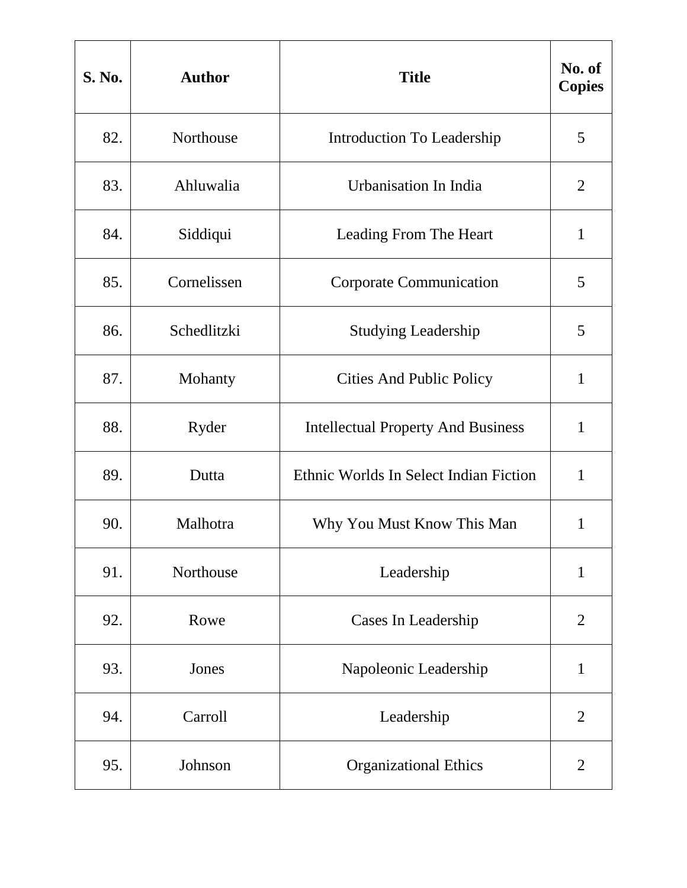| S. No. | Author | Title | No. of Copies |
|---|---|---|---|
| 82. | Northouse | Introduction To Leadership | 5 |
| 83. | Ahluwalia | Urbanisation In India | 2 |
| 84. | Siddiqui | Leading From The Heart | 1 |
| 85. | Cornelissen | Corporate Communication | 5 |
| 86. | Schedlitzki | Studying Leadership | 5 |
| 87. | Mohanty | Cities And Public Policy | 1 |
| 88. | Ryder | Intellectual Property And Business | 1 |
| 89. | Dutta | Ethnic Worlds In Select Indian Fiction | 1 |
| 90. | Malhotra | Why You Must Know This Man | 1 |
| 91. | Northouse | Leadership | 1 |
| 92. | Rowe | Cases In Leadership | 2 |
| 93. | Jones | Napoleonic Leadership | 1 |
| 94. | Carroll | Leadership | 2 |
| 95. | Johnson | Organizational Ethics | 2 |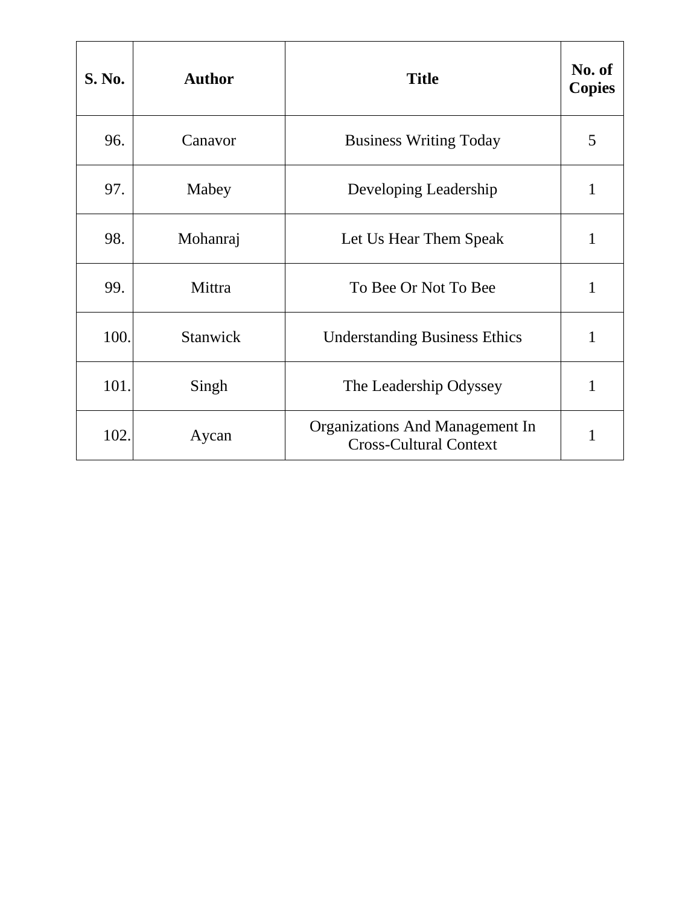| S. No. | Author | Title | No. of Copies |
|---|---|---|---|
| 96. | Canavor | Business Writing Today | 5 |
| 97. | Mabey | Developing Leadership | 1 |
| 98. | Mohanraj | Let Us Hear Them Speak | 1 |
| 99. | Mittra | To Bee Or Not To Bee | 1 |
| 100. | Stanwick | Understanding Business Ethics | 1 |
| 101. | Singh | The Leadership Odyssey | 1 |
| 102. | Aycan | Organizations And Management In Cross-Cultural Context | 1 |